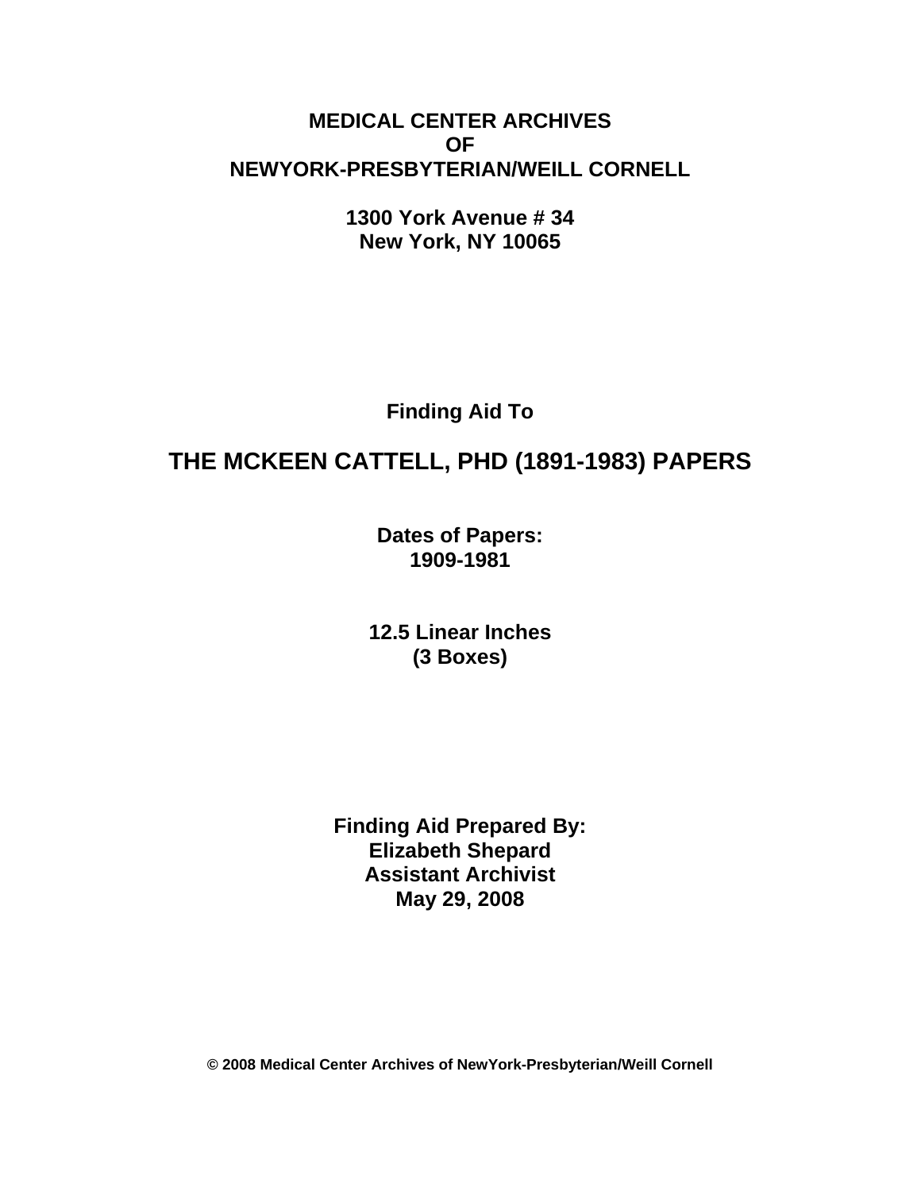**MEDICAL CENTER ARCHIVES**
**OF**
**NEWYORK-PRESBYTERIAN/WEILL CORNELL**

**1300 York Avenue # 34**
**New York, NY 10065**

**Finding Aid To**

# THE MCKEEN CATTELL, PHD (1891-1983) PAPERS

**Dates of Papers:**
**1909-1981**

**12.5 Linear Inches**
**(3 Boxes)**

**Finding Aid Prepared By:**
**Elizabeth Shepard**
**Assistant Archivist**
**May 29, 2008**

**© 2008 Medical Center Archives of NewYork-Presbyterian/Weill Cornell**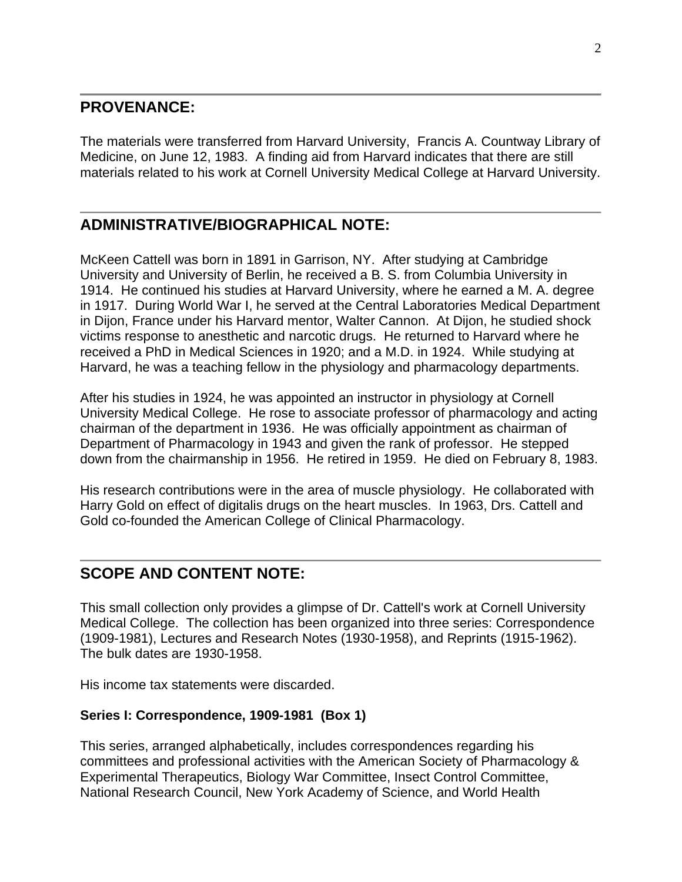## PROVENANCE:

The materials were transferred from Harvard University, Francis A. Countway Library of Medicine, on June 12, 1983. A finding aid from Harvard indicates that there are still materials related to his work at Cornell University Medical College at Harvard University.

## ADMINISTRATIVE/BIOGRAPHICAL NOTE:

McKeen Cattell was born in 1891 in Garrison, NY. After studying at Cambridge University and University of Berlin, he received a B. S. from Columbia University in 1914. He continued his studies at Harvard University, where he earned a M. A. degree in 1917. During World War I, he served at the Central Laboratories Medical Department in Dijon, France under his Harvard mentor, Walter Cannon. At Dijon, he studied shock victims response to anesthetic and narcotic drugs. He returned to Harvard where he received a PhD in Medical Sciences in 1920; and a M.D. in 1924. While studying at Harvard, he was a teaching fellow in the physiology and pharmacology departments.

After his studies in 1924, he was appointed an instructor in physiology at Cornell University Medical College. He rose to associate professor of pharmacology and acting chairman of the department in 1936. He was officially appointment as chairman of Department of Pharmacology in 1943 and given the rank of professor. He stepped down from the chairmanship in 1956. He retired in 1959. He died on February 8, 1983.

His research contributions were in the area of muscle physiology. He collaborated with Harry Gold on effect of digitalis drugs on the heart muscles. In 1963, Drs. Cattell and Gold co-founded the American College of Clinical Pharmacology.

## SCOPE AND CONTENT NOTE:

This small collection only provides a glimpse of Dr. Cattell's work at Cornell University Medical College. The collection has been organized into three series: Correspondence (1909-1981), Lectures and Research Notes (1930-1958), and Reprints (1915-1962). The bulk dates are 1930-1958.

His income tax statements were discarded.

**Series I: Correspondence, 1909-1981 (Box 1)**

This series, arranged alphabetically, includes correspondences regarding his committees and professional activities with the American Society of Pharmacology & Experimental Therapeutics, Biology War Committee, Insect Control Committee, National Research Council, New York Academy of Science, and World Health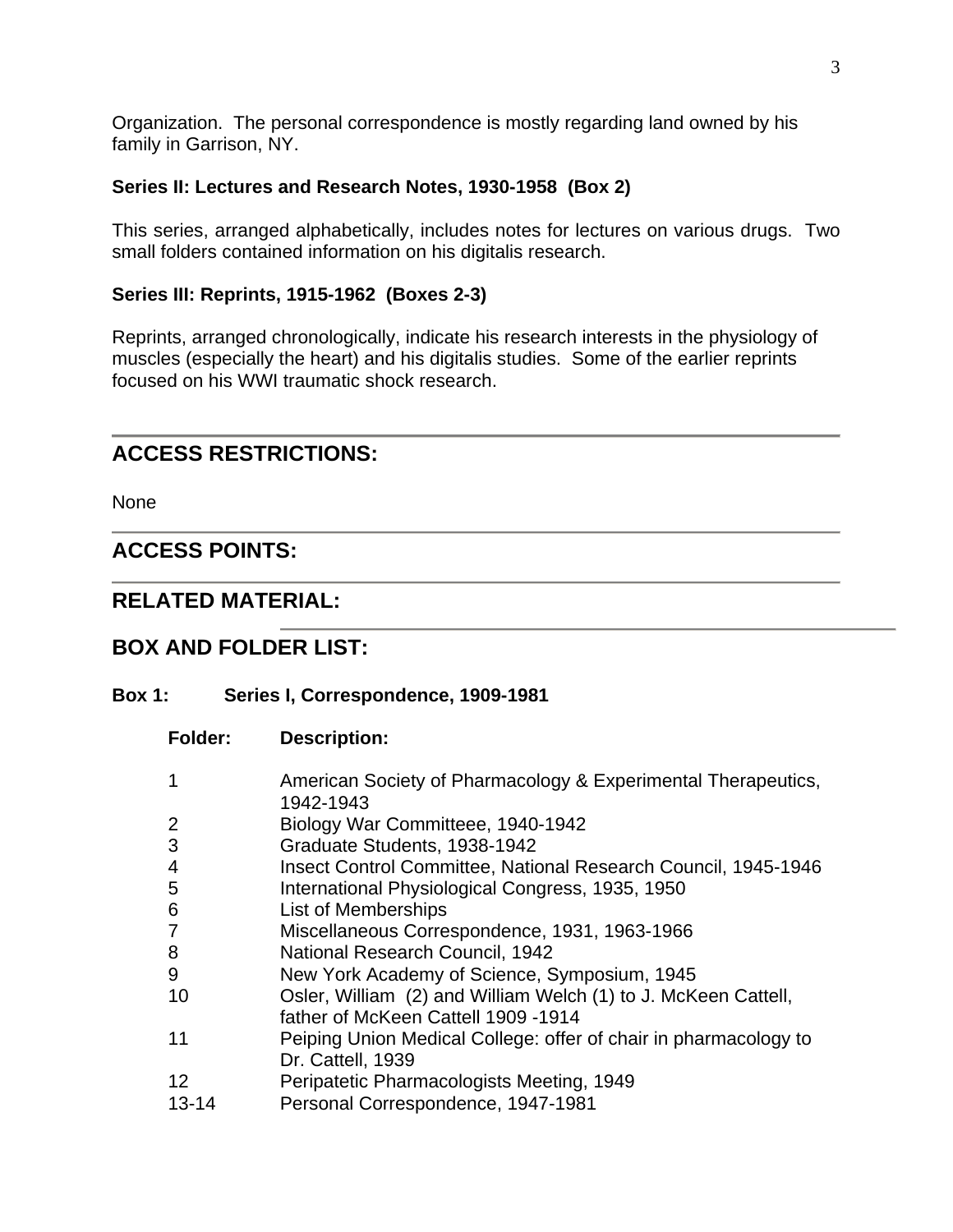Organization. The personal correspondence is mostly regarding land owned by his family in Garrison, NY.

**Series II: Lectures and Research Notes, 1930-1958 (Box 2)**

This series, arranged alphabetically, includes notes for lectures on various drugs. Two small folders contained information on his digitalis research.

**Series III: Reprints, 1915-1962 (Boxes 2-3)**

Reprints, arranged chronologically, indicate his research interests in the physiology of muscles (especially the heart) and his digitalis studies. Some of the earlier reprints focused on his WWI traumatic shock research.

---

## ACCESS RESTRICTIONS:

None

---

## ACCESS POINTS:

---

## RELATED MATERIAL:

---

## BOX AND FOLDER LIST:

**Box 1: Series I, Correspondence, 1909-1981**

| Folder: | Description: |
|---|---|
| 1 | American Society of Pharmacology & Experimental Therapeutics, 1942-1943 |
| 2 | Biology War Committeee, 1940-1942 |
| 3 | Graduate Students, 1938-1942 |
| 4 | Insect Control Committee, National Research Council, 1945-1946 |
| 5 | International Physiological Congress, 1935, 1950 |
| 6 | List of Memberships |
| 7 | Miscellaneous Correspondence, 1931, 1963-1966 |
| 8 | National Research Council, 1942 |
| 9 | New York Academy of Science, Symposium, 1945 |
| 10 | Osler, William (2) and William Welch (1) to J. McKeen Cattell, father of McKeen Cattell 1909 -1914 |
| 11 | Peiping Union Medical College: offer of chair in pharmacology to Dr. Cattell, 1939 |
| 12 | Peripatetic Pharmacologists Meeting, 1949 |
| 13-14 | Personal Correspondence, 1947-1981 |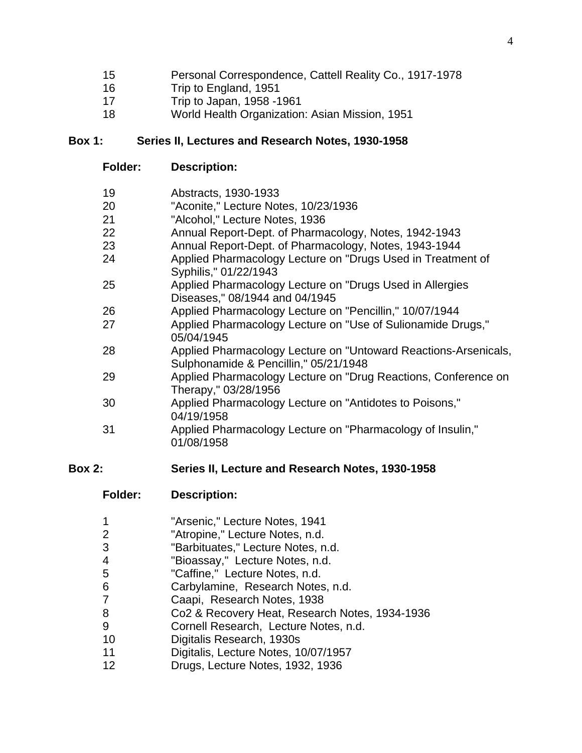| | |
|---|---|
| 15 | Personal Correspondence, Cattell Reality Co., 1917-1978 |
| 16 | Trip to England, 1951 |
| 17 | Trip to Japan, 1958 -1961 |
| 18 | World Health Organization: Asian Mission, 1951 |

**Box 1: Series II, Lectures and Research Notes, 1930-1958**

| **Folder:** | **Description:** |
|---|---|
| 19 | Abstracts, 1930-1933 |
| 20 | "Aconite," Lecture Notes, 10/23/1936 |
| 21 | "Alcohol," Lecture Notes, 1936 |
| 22 | Annual Report-Dept. of Pharmacology, Notes, 1942-1943 |
| 23 | Annual Report-Dept. of Pharmacology, Notes, 1943-1944 |
| 24 | Applied Pharmacology Lecture on "Drugs Used in Treatment of Syphilis," 01/22/1943 |
| 25 | Applied Pharmacology Lecture on "Drugs Used in Allergies Diseases," 08/1944 and 04/1945 |
| 26 | Applied Pharmacology Lecture on "Pencillin," 10/07/1944 |
| 27 | Applied Pharmacology Lecture on "Use of Sulionamide Drugs," 05/04/1945 |
| 28 | Applied Pharmacology Lecture on "Untoward Reactions-Arsenicals, Sulphonamide & Pencillin," 05/21/1948 |
| 29 | Applied Pharmacology Lecture on "Drug Reactions, Conference on Therapy," 03/28/1956 |
| 30 | Applied Pharmacology Lecture on "Antidotes to Poisons," 04/19/1958 |
| 31 | Applied Pharmacology Lecture on "Pharmacology of Insulin," 01/08/1958 |

**Box 2: Series II, Lecture and Research Notes, 1930-1958**

| **Folder:** | **Description:** |
|---|---|
| 1 | "Arsenic," Lecture Notes, 1941 |
| 2 | "Atropine," Lecture Notes, n.d. |
| 3 | "Barbituates," Lecture Notes, n.d. |
| 4 | "Bioassay," Lecture Notes, n.d. |
| 5 | "Caffine," Lecture Notes, n.d. |
| 6 | Carbylamine, Research Notes, n.d. |
| 7 | Caapi, Research Notes, 1938 |
| 8 | Co2 & Recovery Heat, Research Notes, 1934-1936 |
| 9 | Cornell Research, Lecture Notes, n.d. |
| 10 | Digitalis Research, 1930s |
| 11 | Digitalis, Lecture Notes, 10/07/1957 |
| 12 | Drugs, Lecture Notes, 1932, 1936 |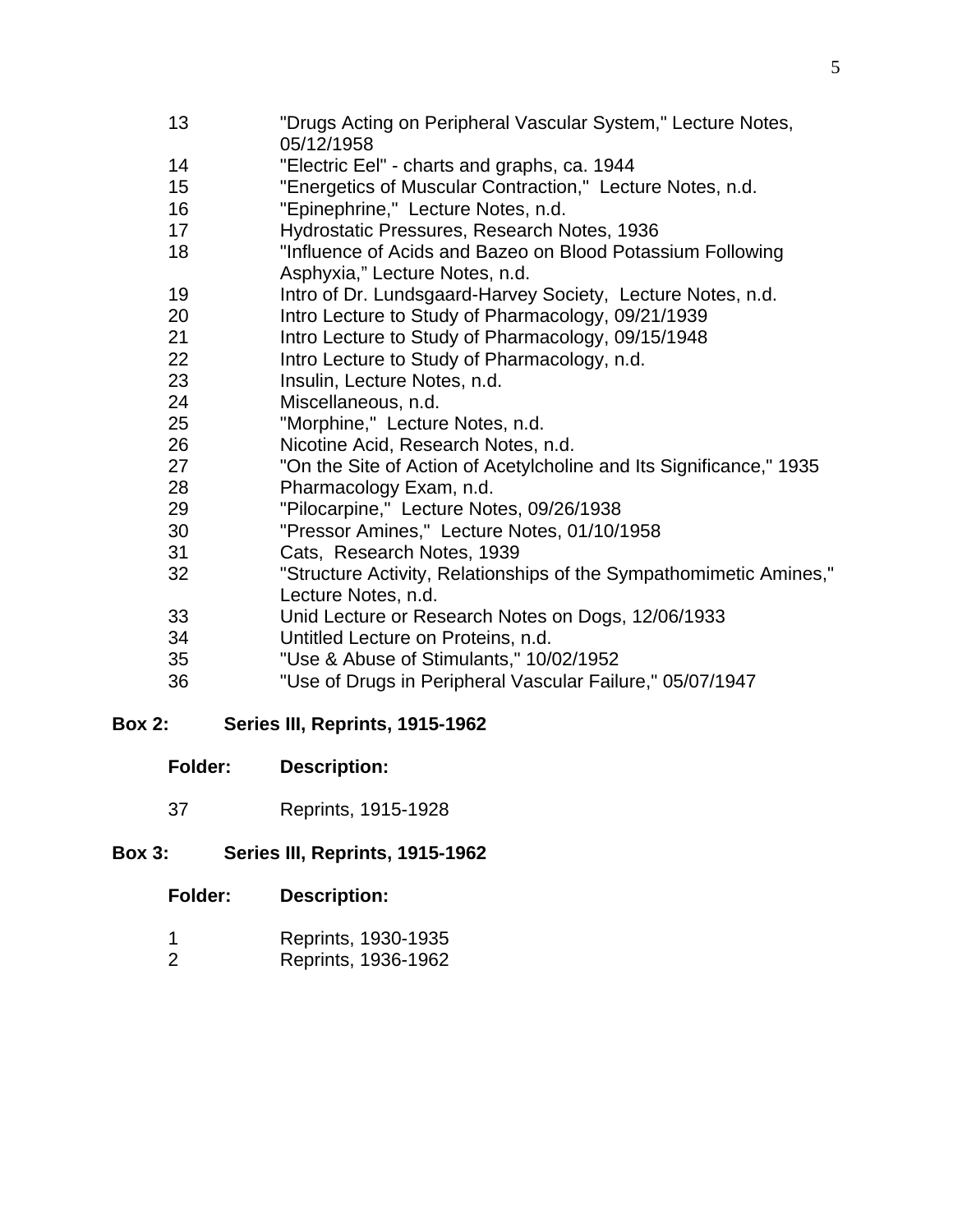| | |
|---|---|
| 13 | "Drugs Acting on Peripheral Vascular System," Lecture Notes, 05/12/1958 |
| 14 | "Electric Eel" - charts and graphs, ca. 1944 |
| 15 | "Energetics of Muscular Contraction," Lecture Notes, n.d. |
| 16 | "Epinephrine," Lecture Notes, n.d. |
| 17 | Hydrostatic Pressures, Research Notes, 1936 |
| 18 | "Influence of Acids and Bazeo on Blood Potassium Following Asphyxia," Lecture Notes, n.d. |
| 19 | Intro of Dr. Lundsgaard-Harvey Society, Lecture Notes, n.d. |
| 20 | Intro Lecture to Study of Pharmacology, 09/21/1939 |
| 21 | Intro Lecture to Study of Pharmacology, 09/15/1948 |
| 22 | Intro Lecture to Study of Pharmacology, n.d. |
| 23 | Insulin, Lecture Notes, n.d. |
| 24 | Miscellaneous, n.d. |
| 25 | "Morphine," Lecture Notes, n.d. |
| 26 | Nicotine Acid, Research Notes, n.d. |
| 27 | "On the Site of Action of Acetylcholine and Its Significance," 1935 |
| 28 | Pharmacology Exam, n.d. |
| 29 | "Pilocarpine," Lecture Notes, 09/26/1938 |
| 30 | "Pressor Amines," Lecture Notes, 01/10/1958 |
| 31 | Cats, Research Notes, 1939 |
| 32 | "Structure Activity, Relationships of the Sympathomimetic Amines," Lecture Notes, n.d. |
| 33 | Unid Lecture or Research Notes on Dogs, 12/06/1933 |
| 34 | Untitled Lecture on Proteins, n.d. |
| 35 | "Use & Abuse of Stimulants," 10/02/1952 |
| 36 | "Use of Drugs in Peripheral Vascular Failure," 05/07/1947 |

**Box 2: Series III, Reprints, 1915-1962**

| Folder: | Description: |
|---|---|
| 37 | Reprints, 1915-1928 |

**Box 3: Series III, Reprints, 1915-1962**

| Folder: | Description: |
|---|---|
| 1 | Reprints, 1930-1935 |
| 2 | Reprints, 1936-1962 |